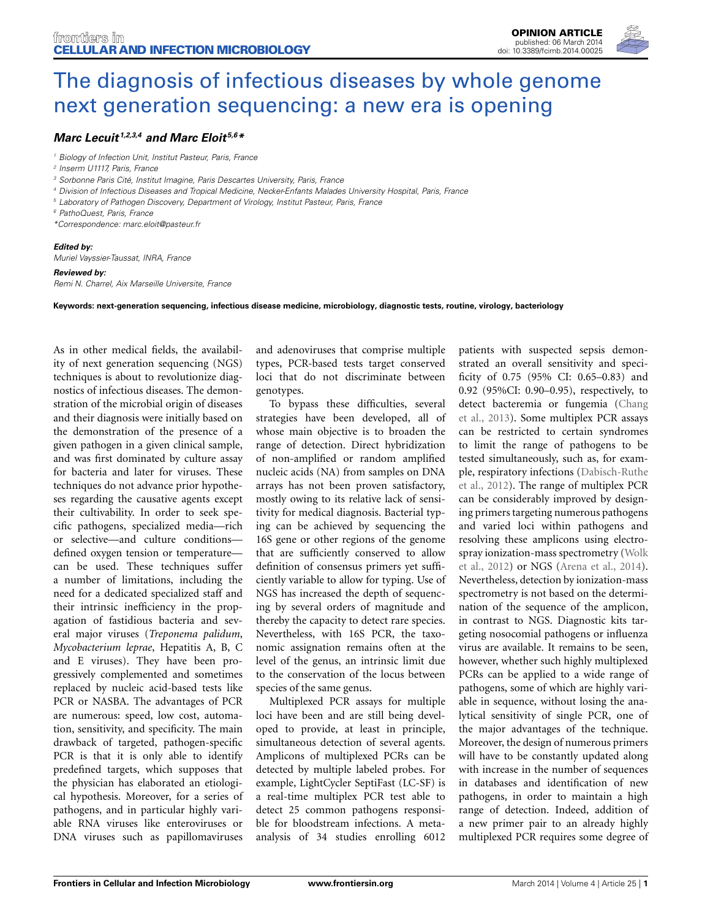# The diagnosis of infectious diseases by whole genome next generation sequencing: a new era is opening

***Marc Lecuit*[1,2,3,4] *and Marc Eloit*[5,6]\****

[1] *Biology of Infection Unit, Institut Pasteur, Paris, France*

[2] *Inserm U1117, Paris, France*

[3] *Sorbonne Paris Cité, Institut Imagine, Paris Descartes University, Paris, France*

[4] *Division of Infectious Diseases and Tropical Medicine, Necker-Enfants Malades University Hospital, Paris, France*

[5] *Laboratory of Pathogen Discovery, Department of Virology, Institut Pasteur, Paris, France*

[6] *PathoQuest, Paris, France*

*\*Correspondence: marc.eloit@pasteur.fr*

***Edited by:***

*Muriel Vayssier-Taussat, INRA, France*

***Reviewed by:***

*Remi N. Charrel, Aix Marseille Universite, France*

**Keywords: next-generation sequencing, infectious disease medicine, microbiology, diagnostic tests, routine, virology, bacteriology**

As in other medical fields, the availability of next generation sequencing (NGS) techniques is about to revolutionize diagnostics of infectious diseases. The demonstration of the microbial origin of diseases and their diagnosis were initially based on the demonstration of the presence of a given pathogen in a given clinical sample, and was first dominated by culture assay for bacteria and later for viruses. These techniques do not advance prior hypotheses regarding the causative agents except their cultivability. In order to seek specific pathogens, specialized media—rich or selective—and culture conditions—defined oxygen tension or temperature—can be used. These techniques suffer a number of limitations, including the need for a dedicated specialized staff and their intrinsic inefficiency in the propagation of fastidious bacteria and several major viruses (*Treponema palidum*, *Mycobacterium leprae*, Hepatitis A, B, C and E viruses). They have been progressively complemented and sometimes replaced by nucleic acid-based tests like PCR or NASBA. The advantages of PCR are numerous: speed, low cost, automation, sensitivity, and specificity. The main drawback of targeted, pathogen-specific PCR is that it is only able to identify predefined targets, which supposes that the physician has elaborated an etiological hypothesis. Moreover, for a series of pathogens, and in particular highly variable RNA viruses like enteroviruses or DNA viruses such as papillomaviruses and adenoviruses that comprise multiple types, PCR-based tests target conserved loci that do not discriminate between genotypes.

To bypass these difficulties, several strategies have been developed, all of whose main objective is to broaden the range of detection. Direct hybridization of non-amplified or random amplified nucleic acids (NA) from samples on DNA arrays has not been proven satisfactory, mostly owing to its relative lack of sensitivity for medical diagnosis. Bacterial typing can be achieved by sequencing the 16S gene or other regions of the genome that are sufficiently conserved to allow definition of consensus primers yet sufficiently variable to allow for typing. Use of NGS has increased the depth of sequencing by several orders of magnitude and thereby the capacity to detect rare species. Nevertheless, with 16S PCR, the taxonomic assignation remains often at the level of the genus, an intrinsic limit due to the conservation of the locus between species of the same genus.

Multiplexed PCR assays for multiple loci have been and are still being developed to provide, at least in principle, simultaneous detection of several agents. Amplicons of multiplexed PCRs can be detected by multiple labeled probes. For example, LightCycler SeptiFast (LC-SF) is a real-time multiplex PCR test able to detect 25 common pathogens responsible for bloodstream infections. A meta-analysis of 34 studies enrolling 6012 patients with suspected sepsis demonstrated an overall sensitivity and specificity of 0.75 (95% CI: 0.65–0.83) and 0.92 (95%CI: 0.90–0.95), respectively, to detect bacteremia or fungemia (Chang et al., 2013). Some multiplex PCR assays can be restricted to certain syndromes to limit the range of pathogens to be tested simultaneously, such as, for example, respiratory infections (Dabisch-Ruthe et al., 2012). The range of multiplex PCR can be considerably improved by designing primers targeting numerous pathogens and varied loci within pathogens and resolving these amplicons using electrospray ionization-mass spectrometry (Wolk et al., 2012) or NGS (Arena et al., 2014). Nevertheless, detection by ionization-mass spectrometry is not based on the determination of the sequence of the amplicon, in contrast to NGS. Diagnostic kits targeting nosocomial pathogens or influenza virus are available. It remains to be seen, however, whether such highly multiplexed PCRs can be applied to a wide range of pathogens, some of which are highly variable in sequence, without losing the analytical sensitivity of single PCR, one of the major advantages of the technique. Moreover, the design of numerous primers will have to be constantly updated along with increase in the number of sequences in databases and identification of new pathogens, in order to maintain a high range of detection. Indeed, addition of a new primer pair to an already highly multiplexed PCR requires some degree of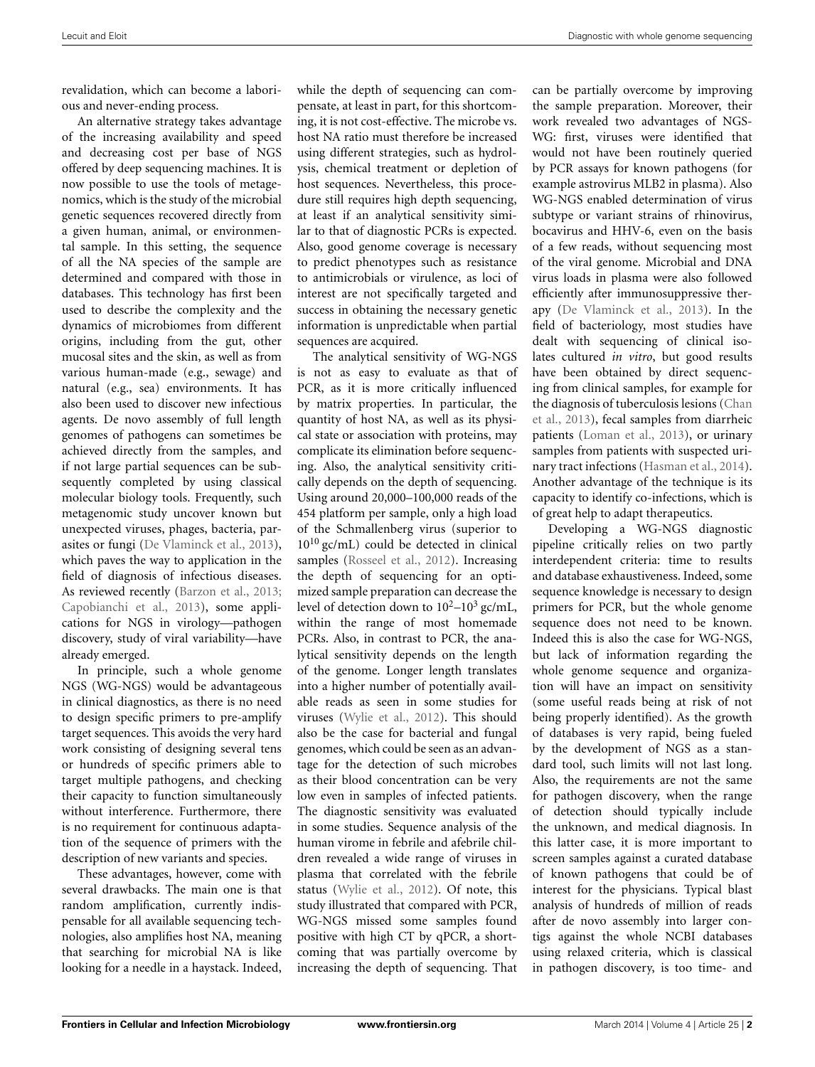revalidation, which can become a laborious and never-ending process.

An alternative strategy takes advantage of the increasing availability and speed and decreasing cost per base of NGS offered by deep sequencing machines. It is now possible to use the tools of metagenomics, which is the study of the microbial genetic sequences recovered directly from a given human, animal, or environmental sample. In this setting, the sequence of all the NA species of the sample are determined and compared with those in databases. This technology has first been used to describe the complexity and the dynamics of microbiomes from different origins, including from the gut, other mucosal sites and the skin, as well as from various human-made (e.g., sewage) and natural (e.g., sea) environments. It has also been used to discover new infectious agents. De novo assembly of full length genomes of pathogens can sometimes be achieved directly from the samples, and if not large partial sequences can be subsequently completed by using classical molecular biology tools. Frequently, such metagenomic study uncover known but unexpected viruses, phages, bacteria, parasites or fungi (De Vlaminck et al., 2013), which paves the way to application in the field of diagnosis of infectious diseases. As reviewed recently (Barzon et al., 2013; Capobianchi et al., 2013), some applications for NGS in virology—pathogen discovery, study of viral variability—have already emerged.

In principle, such a whole genome NGS (WG-NGS) would be advantageous in clinical diagnostics, as there is no need to design specific primers to pre-amplify target sequences. This avoids the very hard work consisting of designing several tens or hundreds of specific primers able to target multiple pathogens, and checking their capacity to function simultaneously without interference. Furthermore, there is no requirement for continuous adaptation of the sequence of primers with the description of new variants and species.

These advantages, however, come with several drawbacks. The main one is that random amplification, currently indispensable for all available sequencing technologies, also amplifies host NA, meaning that searching for microbial NA is like looking for a needle in a haystack. Indeed, while the depth of sequencing can compensate, at least in part, for this shortcoming, it is not cost-effective. The microbe vs. host NA ratio must therefore be increased using different strategies, such as hydrolysis, chemical treatment or depletion of host sequences. Nevertheless, this procedure still requires high depth sequencing, at least if an analytical sensitivity similar to that of diagnostic PCRs is expected. Also, good genome coverage is necessary to predict phenotypes such as resistance to antimicrobials or virulence, as loci of interest are not specifically targeted and success in obtaining the necessary genetic information is unpredictable when partial sequences are acquired.

The analytical sensitivity of WG-NGS is not as easy to evaluate as that of PCR, as it is more critically influenced by matrix properties. In particular, the quantity of host NA, as well as its physical state or association with proteins, may complicate its elimination before sequencing. Also, the analytical sensitivity critically depends on the depth of sequencing. Using around 20,000–100,000 reads of the 454 platform per sample, only a high load of the Schmallenberg virus (superior to $10^{10}$ gc/mL) could be detected in clinical samples (Rosseel et al., 2012). Increasing the depth of sequencing for an optimized sample preparation can decrease the level of detection down to $10^2$–$10^3$ gc/mL, within the range of most homemade PCRs. Also, in contrast to PCR, the analytical sensitivity depends on the length of the genome. Longer length translates into a higher number of potentially available reads as seen in some studies for viruses (Wylie et al., 2012). This should also be the case for bacterial and fungal genomes, which could be seen as an advantage for the detection of such microbes as their blood concentration can be very low even in samples of infected patients. The diagnostic sensitivity was evaluated in some studies. Sequence analysis of the human virome in febrile and afebrile children revealed a wide range of viruses in plasma that correlated with the febrile status (Wylie et al., 2012). Of note, this study illustrated that compared with PCR, WG-NGS missed some samples found positive with high CT by qPCR, a shortcoming that was partially overcome by increasing the depth of sequencing. That can be partially overcome by improving the sample preparation. Moreover, their work revealed two advantages of NGS-WG: first, viruses were identified that would not have been routinely queried by PCR assays for known pathogens (for example astrovirus MLB2 in plasma). Also WG-NGS enabled determination of virus subtype or variant strains of rhinovirus, bocavirus and HHV-6, even on the basis of a few reads, without sequencing most of the viral genome. Microbial and DNA virus loads in plasma were also followed efficiently after immunosuppressive therapy (De Vlaminck et al., 2013). In the field of bacteriology, most studies have dealt with sequencing of clinical isolates cultured *in vitro*, but good results have been obtained by direct sequencing from clinical samples, for example for the diagnosis of tuberculosis lesions (Chan et al., 2013), fecal samples from diarrheic patients (Loman et al., 2013), or urinary samples from patients with suspected urinary tract infections (Hasman et al., 2014). Another advantage of the technique is its capacity to identify co-infections, which is of great help to adapt therapeutics.

Developing a WG-NGS diagnostic pipeline critically relies on two partly interdependent criteria: time to results and database exhaustiveness. Indeed, some sequence knowledge is necessary to design primers for PCR, but the whole genome sequence does not need to be known. Indeed this is also the case for WG-NGS, but lack of information regarding the whole genome sequence and organization will have an impact on sensitivity (some useful reads being at risk of not being properly identified). As the growth of databases is very rapid, being fueled by the development of NGS as a standard tool, such limits will not last long. Also, the requirements are not the same for pathogen discovery, when the range of detection should typically include the unknown, and medical diagnosis. In this latter case, it is more important to screen samples against a curated database of known pathogens that could be of interest for the physicians. Typical blast analysis of hundreds of million of reads after de novo assembly into larger contigs against the whole NCBI databases using relaxed criteria, which is classical in pathogen discovery, is too time- and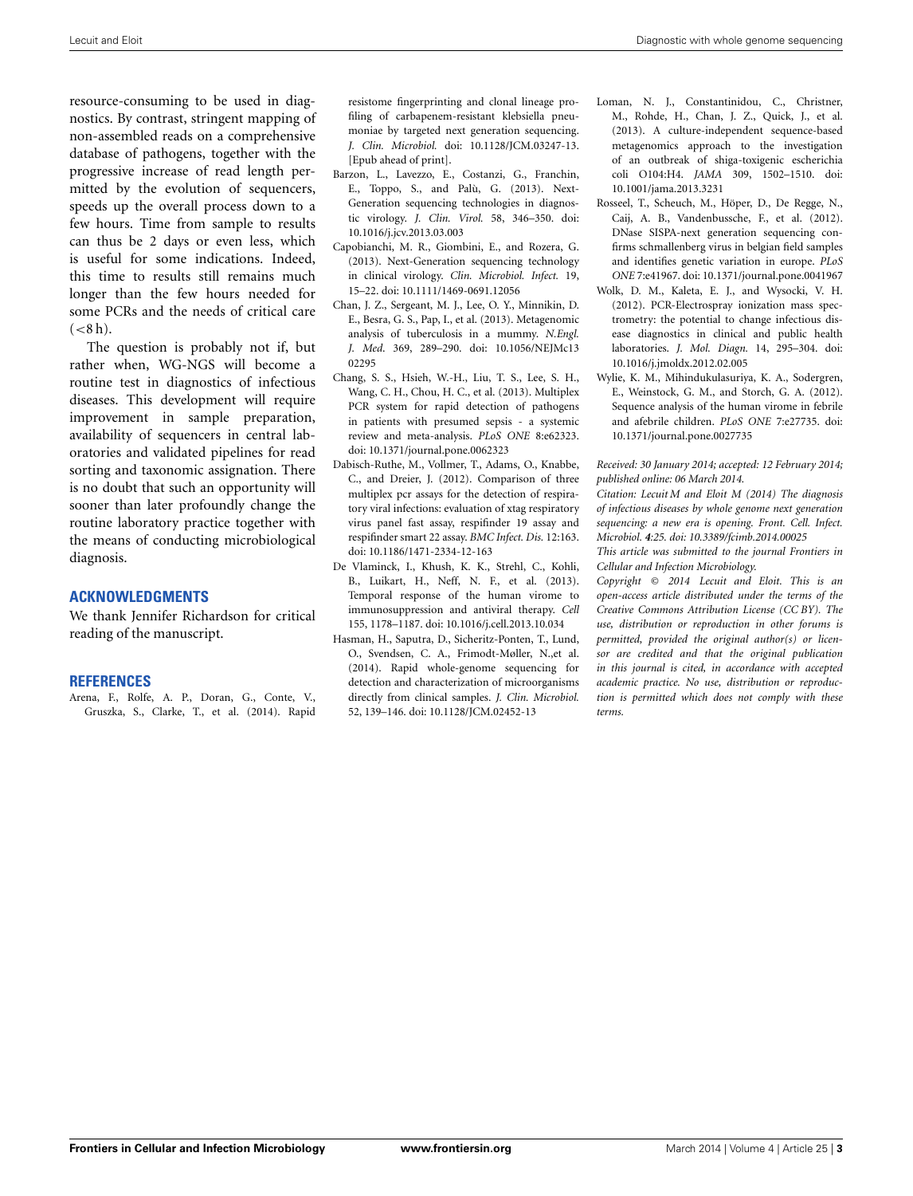resource-consuming to be used in diagnostics. By contrast, stringent mapping of non-assembled reads on a comprehensive database of pathogens, together with the progressive increase of read length permitted by the evolution of sequencers, speeds up the overall process down to a few hours. Time from sample to results can thus be 2 days or even less, which is useful for some indications. Indeed, this time to results still remains much longer than the few hours needed for some PCRs and the needs of critical care (<8 h).

The question is probably not if, but rather when, WG-NGS will become a routine test in diagnostics of infectious diseases. This development will require improvement in sample preparation, availability of sequencers in central laboratories and validated pipelines for read sorting and taxonomic assignation. There is no doubt that such an opportunity will sooner than later profoundly change the routine laboratory practice together with the means of conducting microbiological diagnosis.

## ACKNOWLEDGMENTS

We thank Jennifer Richardson for critical reading of the manuscript.

## REFERENCES

Arena, F., Rolfe, A. P., Doran, G., Conte, V., Gruszka, S., Clarke, T., et al. (2014). Rapid resistome fingerprinting and clonal lineage profiling of carbapenem-resistant klebsiella pneumoniae by targeted next generation sequencing. *J. Clin. Microbiol.* doi: 10.1128/JCM.03247-13. [Epub ahead of print].

Barzon, L., Lavezzo, E., Costanzi, G., Franchin, E., Toppo, S., and Palù, G. (2013). Next-Generation sequencing technologies in diagnostic virology. *J. Clin. Virol.* 58, 346–350. doi: 10.1016/j.jcv.2013.03.003

Capobianchi, M. R., Giombini, E., and Rozera, G. (2013). Next-Generation sequencing technology in clinical virology. *Clin. Microbiol. Infect.* 19, 15–22. doi: 10.1111/1469-0691.12056

Chan, J. Z., Sergeant, M. J., Lee, O. Y., Minnikin, D. E., Besra, G. S., Pap, I., et al. (2013). Metagenomic analysis of tuberculosis in a mummy. *N.Engl. J. Med.* 369, 289–290. doi: 10.1056/NEJMc1302295

Chang, S. S., Hsieh, W.-H., Liu, T. S., Lee, S. H., Wang, C. H., Chou, H. C., et al. (2013). Multiplex PCR system for rapid detection of pathogens in patients with presumed sepsis - a systemic review and meta-analysis. *PLoS ONE* 8:e62323. doi: 10.1371/journal.pone.0062323

Dabisch-Ruthe, M., Vollmer, T., Adams, O., Knabbe, C., and Dreier, J. (2012). Comparison of three multiplex pcr assays for the detection of respiratory viral infections: evaluation of xtag respiratory virus panel fast assay, respifinder 19 assay and respifinder smart 22 assay. *BMC Infect. Dis.* 12:163. doi: 10.1186/1471-2334-12-163

De Vlaminck, I., Khush, K. K., Strehl, C., Kohli, B., Luikart, H., Neff, N. F., et al. (2013). Temporal response of the human virome to immunosuppression and antiviral therapy. *Cell* 155, 1178–1187. doi: 10.1016/j.cell.2013.10.034

Hasman, H., Saputra, D., Sicheritz-Ponten, T., Lund, O., Svendsen, C. A., Frimodt-Møller, N.,et al. (2014). Rapid whole-genome sequencing for detection and characterization of microorganisms directly from clinical samples. *J. Clin. Microbiol.* 52, 139–146. doi: 10.1128/JCM.02452-13

Loman, N. J., Constantinidou, C., Christner, M., Rohde, H., Chan, J. Z., Quick, J., et al. (2013). A culture-independent sequence-based metagenomics approach to the investigation of an outbreak of shiga-toxigenic escherichia coli O104:H4. *JAMA* 309, 1502–1510. doi: 10.1001/jama.2013.3231

Rosseel, T., Scheuch, M., Höper, D., De Regge, N., Caij, A. B., Vandenbussche, F., et al. (2012). DNase SISPA-next generation sequencing confirms schmallenberg virus in belgian field samples and identifies genetic variation in europe. *PLoS ONE* 7:e41967. doi: 10.1371/journal.pone.0041967

Wolk, D. M., Kaleta, E. J., and Wysocki, V. H. (2012). PCR-Electrospray ionization mass spectrometry: the potential to change infectious disease diagnostics in clinical and public health laboratories. *J. Mol. Diagn.* 14, 295–304. doi: 10.1016/j.jmoldx.2012.02.005

Wylie, K. M., Mihindukulasuriya, K. A., Sodergren, E., Weinstock, G. M., and Storch, G. A. (2012). Sequence analysis of the human virome in febrile and afebrile children. *PLoS ONE* 7:e27735. doi: 10.1371/journal.pone.0027735

*Received: 30 January 2014; accepted: 12 February 2014; published online: 06 March 2014.*

*Citation: Lecuit M and Eloit M (2014) The diagnosis of infectious diseases by whole genome next generation sequencing: a new era is opening. Front. Cell. Infect. Microbiol. **4**:25. doi: 10.3389/fcimb.2014.00025*

*This article was submitted to the journal Frontiers in Cellular and Infection Microbiology.*

*Copyright © 2014 Lecuit and Eloit. This is an open-access article distributed under the terms of the Creative Commons Attribution License (CC BY). The use, distribution or reproduction in other forums is permitted, provided the original author(s) or licensor are credited and that the original publication in this journal is cited, in accordance with accepted academic practice. No use, distribution or reproduction is permitted which does not comply with these terms.*